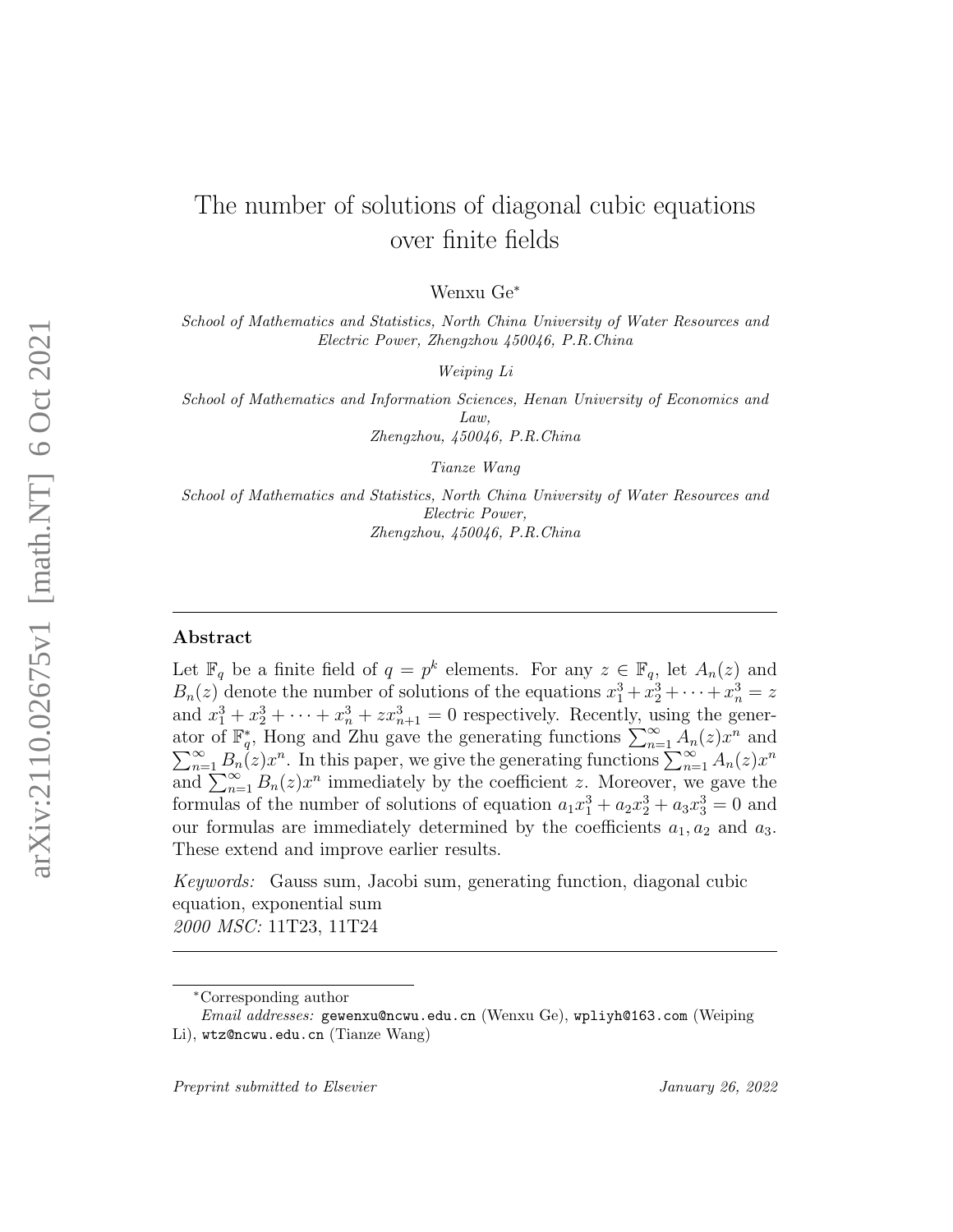# The number of solutions of diagonal cubic equations over finite fields

Wenxu Ge*

*School of Mathematics and Statistics, North China University of Water Resources and Electric Power, Zhengzhou 450046, P.R.China*

*Weiping Li*

*School of Mathematics and Information Sciences, Henan University of Economics and Law, Zhengzhou, 450046, P.R.China*

*Tianze Wang*

*School of Mathematics and Statistics, North China University of Water Resources and Electric Power, Zhengzhou, 450046, P.R.China*

---

## Abstract

Let $\mathbb{F}_q$ be a finite field of $q = p^k$ elements. For any $z \in \mathbb{F}_q$, let $A_n(z)$ and $B_n(z)$ denote the number of solutions of the equations $x_1^3 + x_2^3 + \cdots + x_n^3 = z$ and $x_1^3 + x_2^3 + \cdots + x_n^3 + zx_{n+1}^3 = 0$ respectively. Recently, using the generator of $\mathbb{F}_q^*$, Hong and Zhu gave the generating functions $\sum_{n=1}^{\infty} A_n(z)x^n$ and $\sum_{n=1}^{\infty} B_n(z)x^n$. In this paper, we give the generating functions $\sum_{n=1}^{\infty} A_n(z)x^n$ and $\sum_{n=1}^{\infty} B_n(z)x^n$ immediately by the coefficient $z$. Moreover, we gave the formulas of the number of solutions of equation $a_1x_1^3 + a_2x_2^3 + a_3x_3^3 = 0$ and our formulas are immediately determined by the coefficients $a_1, a_2$ and $a_3$. These extend and improve earlier results.

*Keywords:* Gauss sum, Jacobi sum, generating function, diagonal cubic equation, exponential sum

*2000 MSC:* 11T23, 11T24

---

*Corresponding author

*Email addresses:* gewenxu@ncwu.edu.cn (Wenxu Ge), wpliyh@163.com (Weiping Li), wtz@ncwu.edu.cn (Tianze Wang)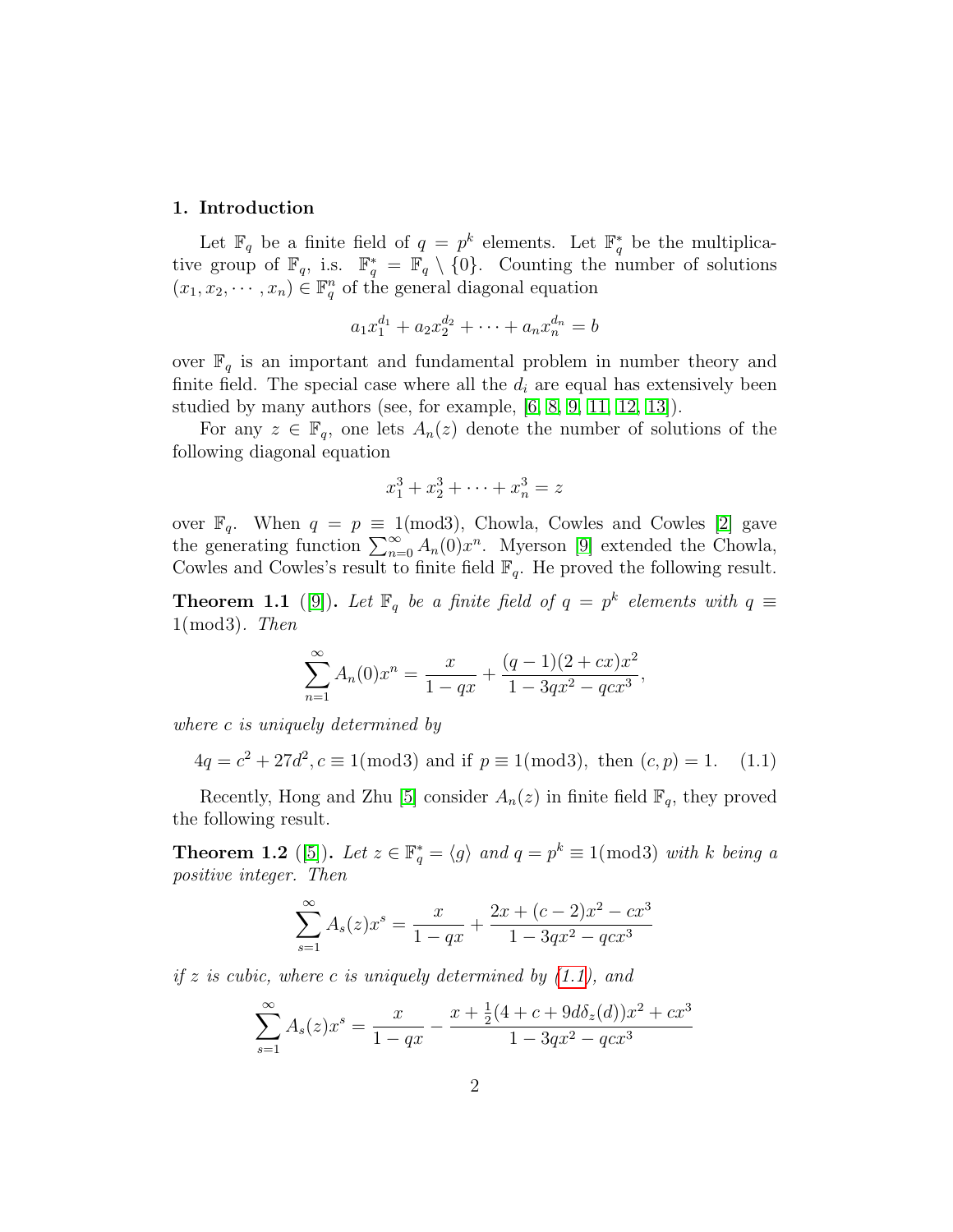## 1. Introduction

Let $\mathbb{F}_q$ be a finite field of $q = p^k$ elements. Let $\mathbb{F}_q^*$ be the multiplicative group of $\mathbb{F}_q$, i.s. $\mathbb{F}_q^* = \mathbb{F}_q \setminus \{0\}$. Counting the number of solutions $(x_1, x_2, \cdots, x_n) \in \mathbb{F}_q^n$ of the general diagonal equation

$$a_1 x_1^{d_1} + a_2 x_2^{d_2} + \cdots + a_n x_n^{d_n} = b$$

over $\mathbb{F}_q$ is an important and fundamental problem in number theory and finite field. The special case where all the $d_i$ are equal has extensively been studied by many authors (see, for example, [6, 8, 9, 11, 12, 13]).

For any $z \in \mathbb{F}_q$, one lets $A_n(z)$ denote the number of solutions of the following diagonal equation

$$x_1^3 + x_2^3 + \cdots + x_n^3 = z$$

over $\mathbb{F}_q$. When $q = p \equiv 1(\text{mod}3)$, Chowla, Cowles and Cowles [2] gave the generating function $\sum_{n=0}^{\infty} A_n(0)x^n$. Myerson [9] extended the Chowla, Cowles and Cowles's result to finite field $\mathbb{F}_q$. He proved the following result.

**Theorem 1.1** ([9]). *Let $\mathbb{F}_q$ be a finite field of $q = p^k$ elements with $q \equiv 1(\text{mod}3)$. Then*

$$\sum_{n=1}^{\infty} A_n(0)x^n = \frac{x}{1-qx} + \frac{(q-1)(2+cx)x^2}{1-3qx^2-qcx^3},$$

*where $c$ is uniquely determined by*

$$4q = c^2 + 27d^2, c \equiv 1(\text{mod}3) \text{ and if } p \equiv 1(\text{mod}3), \text{ then } (c,p) = 1. \quad (1.1)$$

Recently, Hong and Zhu [5] consider $A_n(z)$ in finite field $\mathbb{F}_q$, they proved the following result.

**Theorem 1.2** ([5]). *Let $z \in \mathbb{F}_q^* = \langle g \rangle$ and $q = p^k \equiv 1(\text{mod}3)$ with $k$ being a positive integer. Then*

$$\sum_{s=1}^{\infty} A_s(z)x^s = \frac{x}{1-qx} + \frac{2x + (c-2)x^2 - cx^3}{1-3qx^2-qcx^3}$$

*if $z$ is cubic, where $c$ is uniquely determined by (1.1), and*

$$\sum_{s=1}^{\infty} A_s(z)x^s = \frac{x}{1-qx} - \frac{x + \frac{1}{2}(4+c+9d\delta_z(d))x^2 + cx^3}{1-3qx^2-qcx^3}$$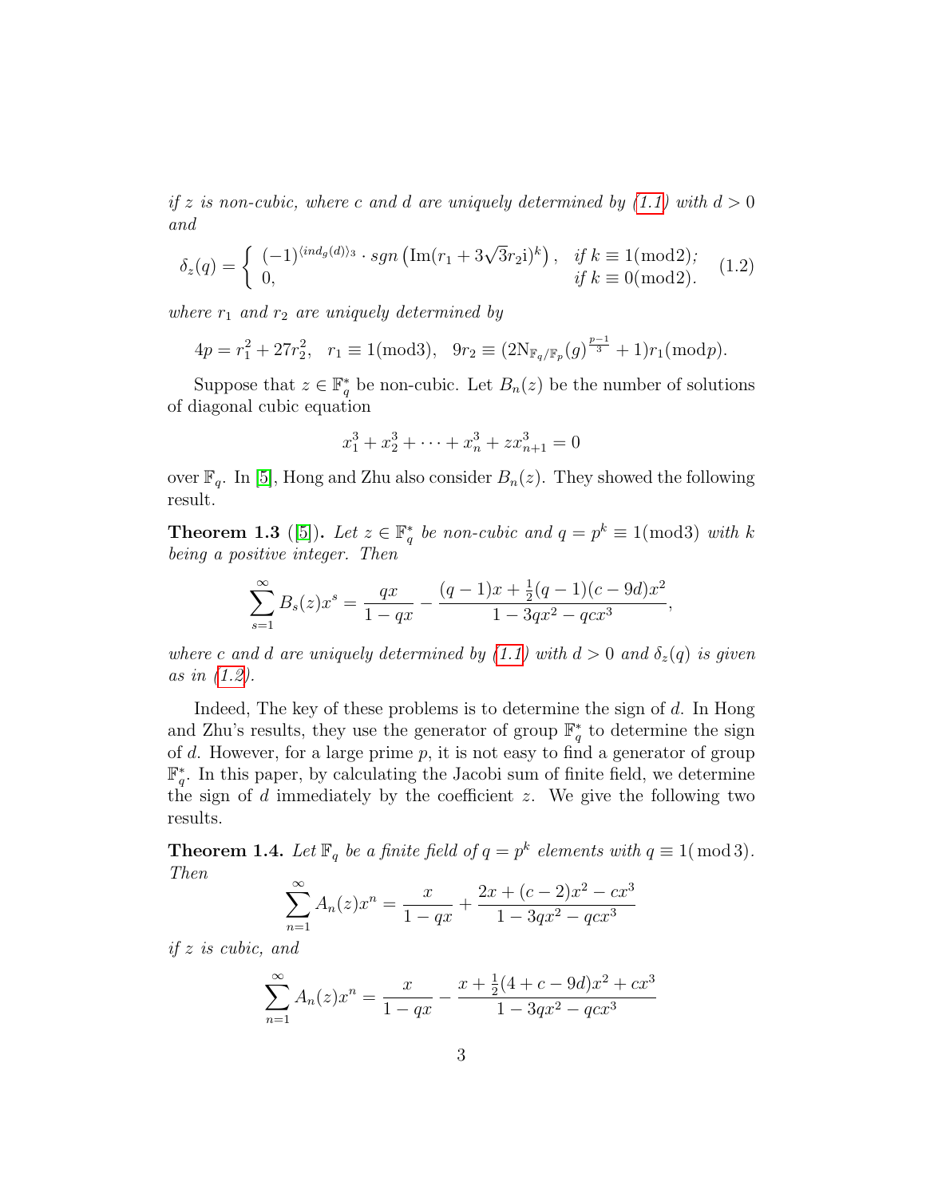*if $z$ is non-cubic, where $c$ and $d$ are uniquely determined by (1.1) with $d > 0$ and*

$$\delta_z(q) = \begin{cases} (-1)^{\langle ind_g(d)\rangle_3} \cdot sgn\left(\mathrm{Im}(r_1 + 3\sqrt{3}r_2\mathrm{i})^k\right), & \text{if } k \equiv 1(\mathrm{mod}2); \\ 0, & \text{if } k \equiv 0(\mathrm{mod}2). \end{cases} \tag{1.2}$$

*where $r_1$ and $r_2$ are uniquely determined by*

$$4p = r_1^2 + 27r_2^2, \quad r_1 \equiv 1(\mathrm{mod}3), \quad 9r_2 \equiv (2\mathrm{N}_{\mathbb{F}_q/\mathbb{F}_p}(g)^{\frac{p-1}{3}} + 1)r_1(\mathrm{mod}p).$$

Suppose that $z \in \mathbb{F}_q^*$ be non-cubic. Let $B_n(z)$ be the number of solutions of diagonal cubic equation

$$x_1^3 + x_2^3 + \cdots + x_n^3 + zx_{n+1}^3 = 0$$

over $\mathbb{F}_q$. In [5], Hong and Zhu also consider $B_n(z)$. They showed the following result.

**Theorem 1.3** ([5]). *Let $z \in \mathbb{F}_q^*$ be non-cubic and $q = p^k \equiv 1(\mathrm{mod}3)$ with $k$ being a positive integer. Then*

$$\sum_{s=1}^{\infty} B_s(z)x^s = \frac{qx}{1-qx} - \frac{(q-1)x + \frac{1}{2}(q-1)(c-9d)x^2}{1-3qx^2-qcx^3},$$

*where $c$ and $d$ are uniquely determined by (1.1) with $d > 0$ and $\delta_z(q)$ is given as in (1.2).*

Indeed, The key of these problems is to determine the sign of $d$. In Hong and Zhu's results, they use the generator of group $\mathbb{F}_q^*$ to determine the sign of $d$. However, for a large prime $p$, it is not easy to find a generator of group $\mathbb{F}_q^*$. In this paper, by calculating the Jacobi sum of finite field, we determine the sign of $d$ immediately by the coefficient $z$. We give the following two results.

**Theorem 1.4.** *Let $\mathbb{F}_q$ be a finite field of $q = p^k$ elements with $q \equiv 1(\bmod 3)$. Then*

$$\sum_{n=1}^{\infty} A_n(z)x^n = \frac{x}{1-qx} + \frac{2x + (c-2)x^2 - cx^3}{1-3qx^2-qcx^3}$$

*if $z$ is cubic, and*

$$\sum_{n=1}^{\infty} A_n(z)x^n = \frac{x}{1-qx} - \frac{x + \frac{1}{2}(4+c-9d)x^2 + cx^3}{1-3qx^2-qcx^3}$$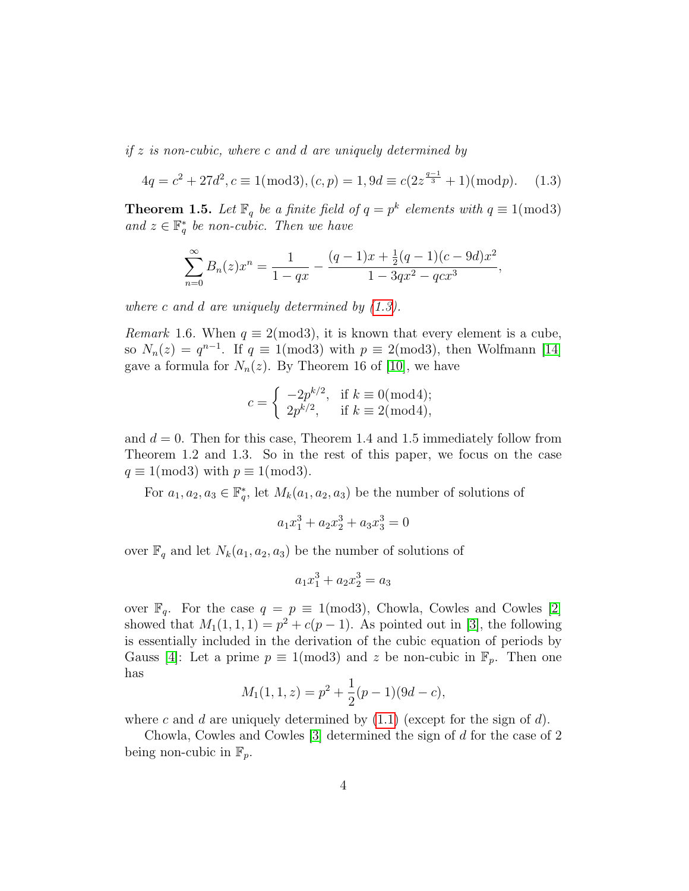*if $z$ is non-cubic, where $c$ and $d$ are uniquely determined by*

$$4q = c^2 + 27d^2, c \equiv 1(\text{mod}3), (c,p) = 1, 9d \equiv c(2z^{\frac{q-1}{3}} + 1)(\text{mod}p). \quad (1.3)$$

**Theorem 1.5.** *Let $\mathbb{F}_q$ be a finite field of $q = p^k$ elements with $q \equiv 1(\text{mod}3)$ and $z \in \mathbb{F}_q^*$ be non-cubic. Then we have*

$$\sum_{n=0}^{\infty} B_n(z)x^n = \frac{1}{1-qx} - \frac{(q-1)x + \frac{1}{2}(q-1)(c-9d)x^2}{1-3qx^2-qcx^3},$$

*where $c$ and $d$ are uniquely determined by (1.3).*

*Remark* 1.6. When $q \equiv 2(\text{mod}3)$, it is known that every element is a cube, so $N_n(z) = q^{n-1}$. If $q \equiv 1(\text{mod}3)$ with $p \equiv 2(\text{mod}3)$, then Wolfmann [14] gave a formula for $N_n(z)$. By Theorem 16 of [10], we have

$$c = \begin{cases} -2p^{k/2}, & \text{if } k \equiv 0(\text{mod}4); \\ 2p^{k/2}, & \text{if } k \equiv 2(\text{mod}4), \end{cases}$$

and $d = 0$. Then for this case, Theorem 1.4 and 1.5 immediately follow from Theorem 1.2 and 1.3. So in the rest of this paper, we focus on the case $q \equiv 1(\text{mod}3)$ with $p \equiv 1(\text{mod}3)$.

For $a_1, a_2, a_3 \in \mathbb{F}_q^*$, let $M_k(a_1, a_2, a_3)$ be the number of solutions of

$$a_1x_1^3 + a_2x_2^3 + a_3x_3^3 = 0$$

over $\mathbb{F}_q$ and let $N_k(a_1, a_2, a_3)$ be the number of solutions of

$$a_1x_1^3 + a_2x_2^3 = a_3$$

over $\mathbb{F}_q$. For the case $q = p \equiv 1(\text{mod}3)$, Chowla, Cowles and Cowles [2] showed that $M_1(1,1,1) = p^2 + c(p-1)$. As pointed out in [3], the following is essentially included in the derivation of the cubic equation of periods by Gauss [4]: Let a prime $p \equiv 1(\text{mod}3)$ and $z$ be non-cubic in $\mathbb{F}_p$. Then one has

$$M_1(1,1,z) = p^2 + \frac{1}{2}(p-1)(9d-c),$$

where $c$ and $d$ are uniquely determined by (1.1) (except for the sign of $d$).

Chowla, Cowles and Cowles [3] determined the sign of $d$ for the case of 2 being non-cubic in $\mathbb{F}_p$.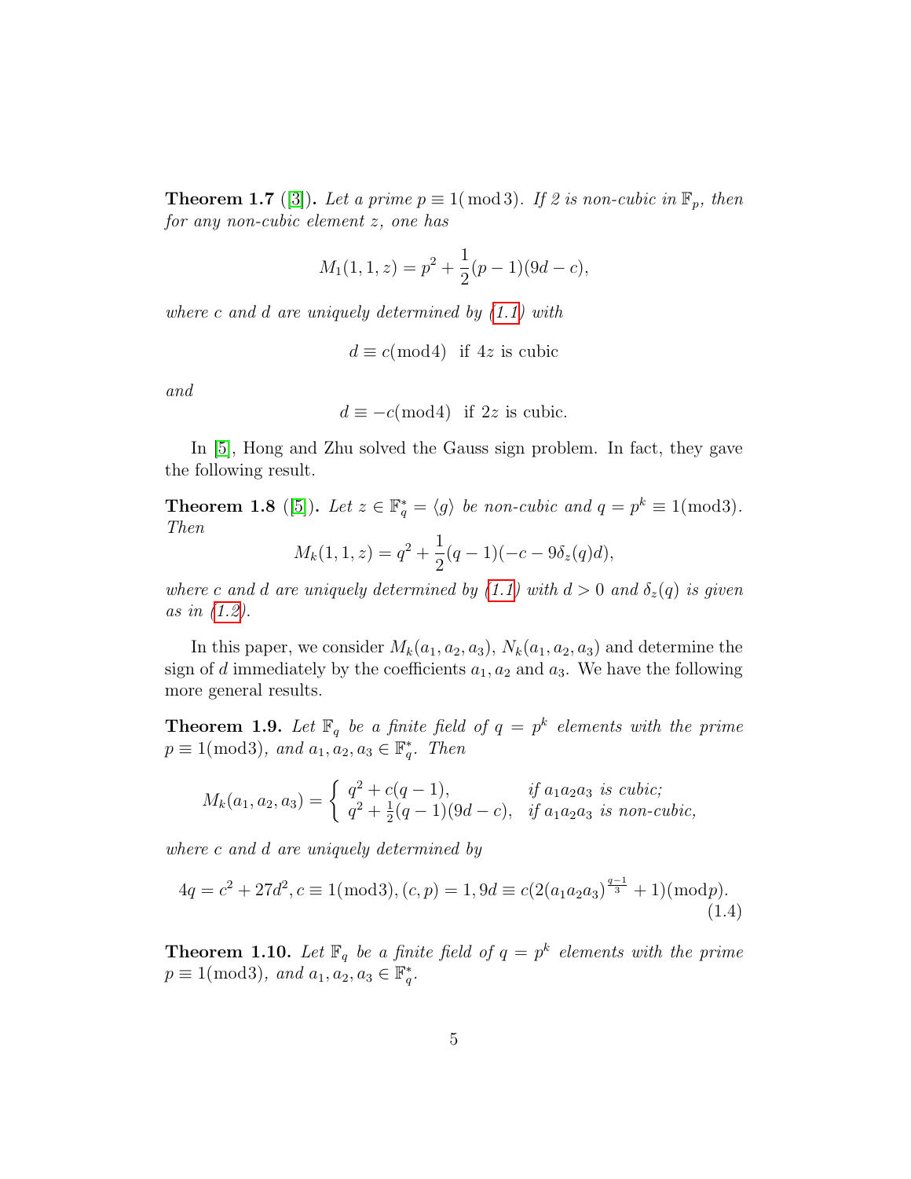**Theorem 1.7** ([3]). *Let a prime $p \equiv 1 (\bmod 3)$. If 2 is non-cubic in $\mathbb{F}_p$, then for any non-cubic element $z$, one has*

$$M_1(1,1,z) = p^2 + \frac{1}{2}(p-1)(9d-c),$$

*where $c$ and $d$ are uniquely determined by (1.1) with*

$$d \equiv c (\bmod 4) \ \text{ if } 4z \text{ is cubic}$$

*and*

$$d \equiv -c (\bmod 4) \ \text{ if } 2z \text{ is cubic}.$$

In [5], Hong and Zhu solved the Gauss sign problem. In fact, they gave the following result.

**Theorem 1.8** ([5]). *Let $z \in \mathbb{F}_q^* = \langle g \rangle$ be non-cubic and $q = p^k \equiv 1 (\bmod 3)$. Then*

$$M_k(1,1,z) = q^2 + \frac{1}{2}(q-1)(-c - 9\delta_z(q)d),$$

*where $c$ and $d$ are uniquely determined by (1.1) with $d > 0$ and $\delta_z(q)$ is given as in (1.2).*

In this paper, we consider $M_k(a_1, a_2, a_3)$, $N_k(a_1, a_2, a_3)$ and determine the sign of $d$ immediately by the coefficients $a_1, a_2$ and $a_3$. We have the following more general results.

**Theorem 1.9.** *Let $\mathbb{F}_q$ be a finite field of $q = p^k$ elements with the prime $p \equiv 1 (\bmod 3)$, and $a_1, a_2, a_3 \in \mathbb{F}_q^*$. Then*

$$M_k(a_1, a_2, a_3) = \begin{cases} q^2 + c(q-1), & \text{if } a_1a_2a_3 \text{ is cubic;} \\ q^2 + \frac{1}{2}(q-1)(9d-c), & \text{if } a_1a_2a_3 \text{ is non-cubic,} \end{cases}$$

*where $c$ and $d$ are uniquely determined by*

$$4q = c^2 + 27d^2, c \equiv 1 (\bmod 3), (c,p) = 1, 9d \equiv c(2(a_1a_2a_3)^{\frac{q-1}{3}} + 1)(\bmod p). \tag{1.4}$$

**Theorem 1.10.** *Let $\mathbb{F}_q$ be a finite field of $q = p^k$ elements with the prime $p \equiv 1 (\bmod 3)$, and $a_1, a_2, a_3 \in \mathbb{F}_q^*$.*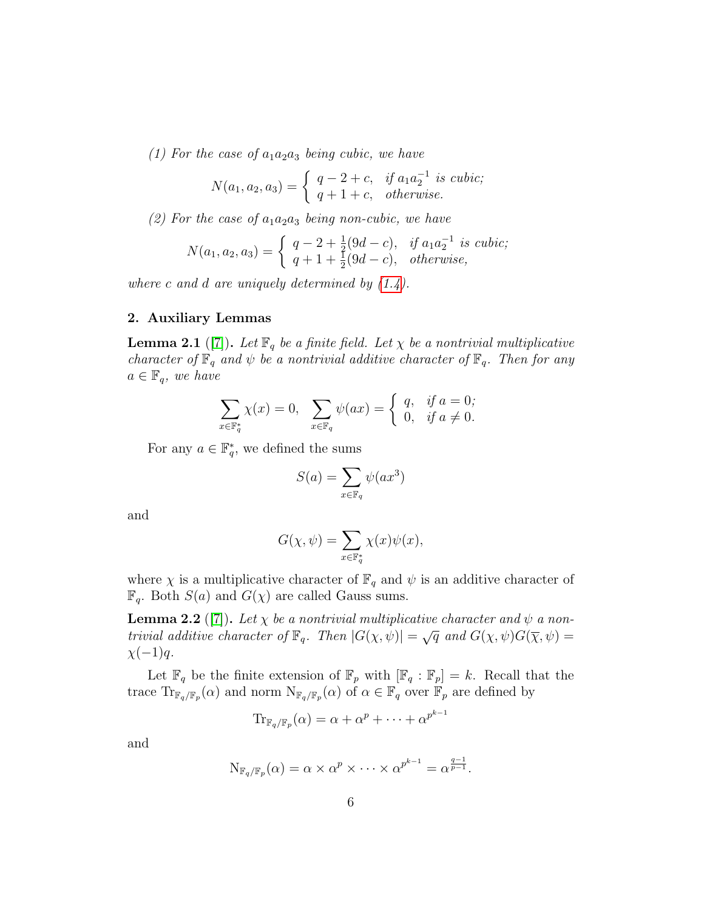*(1) For the case of $a_1a_2a_3$ being cubic, we have*

$$N(a_1, a_2, a_3) = \begin{cases} q - 2 + c, & \text{if } a_1a_2^{-1} \text{ is cubic;} \\ q + 1 + c, & \text{otherwise.} \end{cases}$$

*(2) For the case of $a_1a_2a_3$ being non-cubic, we have*

$$N(a_1, a_2, a_3) = \begin{cases} q - 2 + \frac{1}{2}(9d - c), & \text{if } a_1a_2^{-1} \text{ is cubic;} \\ q + 1 + \frac{1}{2}(9d - c), & \text{otherwise,} \end{cases}$$

*where $c$ and $d$ are uniquely determined by (1.4).*

## 2. Auxiliary Lemmas

**Lemma 2.1** ([7])**.** *Let $\mathbb{F}_q$ be a finite field. Let $\chi$ be a nontrivial multiplicative character of $\mathbb{F}_q$ and $\psi$ be a nontrivial additive character of $\mathbb{F}_q$. Then for any $a \in \mathbb{F}_q$, we have*

$$\sum_{x \in \mathbb{F}_q^*} \chi(x) = 0, \quad \sum_{x \in \mathbb{F}_q} \psi(ax) = \begin{cases} q, & \text{if } a = 0; \\ 0, & \text{if } a \neq 0. \end{cases}$$

For any $a \in \mathbb{F}_q^*$, we defined the sums

$$S(a) = \sum_{x \in \mathbb{F}_q} \psi(ax^3)$$

and

$$G(\chi, \psi) = \sum_{x \in \mathbb{F}_q^*} \chi(x)\psi(x),$$

where $\chi$ is a multiplicative character of $\mathbb{F}_q$ and $\psi$ is an additive character of $\mathbb{F}_q$. Both $S(a)$ and $G(\chi)$ are called Gauss sums.

**Lemma 2.2** ([7])**.** *Let $\chi$ be a nontrivial multiplicative character and $\psi$ a nontrivial additive character of $\mathbb{F}_q$. Then $|G(\chi, \psi)| = \sqrt{q}$ and $G(\chi, \psi)G(\overline{\chi}, \psi) = \chi(-1)q$.*

Let $\mathbb{F}_q$ be the finite extension of $\mathbb{F}_p$ with $[\mathbb{F}_q : \mathbb{F}_p] = k$. Recall that the trace $\mathrm{Tr}_{\mathbb{F}_q/\mathbb{F}_p}(\alpha)$ and norm $\mathrm{N}_{\mathbb{F}_q/\mathbb{F}_p}(\alpha)$ of $\alpha \in \mathbb{F}_q$ over $\mathbb{F}_p$ are defined by

$$\mathrm{Tr}_{\mathbb{F}_q/\mathbb{F}_p}(\alpha) = \alpha + \alpha^p + \cdots + \alpha^{p^{k-1}}$$

and

$$\mathrm{N}_{\mathbb{F}_q/\mathbb{F}_p}(\alpha) = \alpha \times \alpha^p \times \cdots \times \alpha^{p^{k-1}} = \alpha^{\frac{q-1}{p-1}}.$$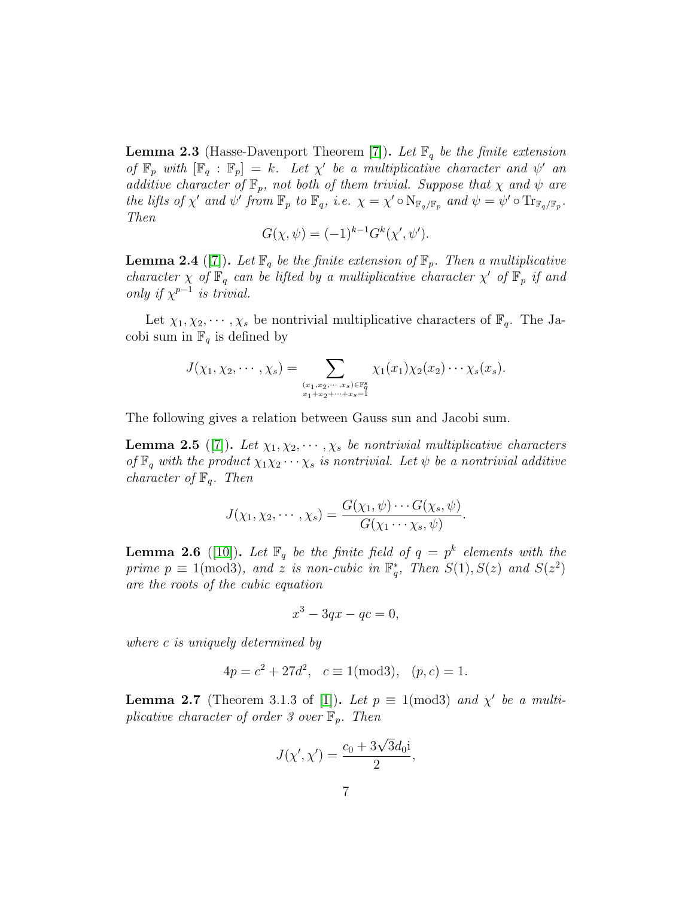**Lemma 2.3** (Hasse-Davenport Theorem [7]). *Let $\mathbb{F}_q$ be the finite extension of $\mathbb{F}_p$ with $[\mathbb{F}_q : \mathbb{F}_p] = k$. Let $\chi'$ be a multiplicative character and $\psi'$ an additive character of $\mathbb{F}_p$, not both of them trivial. Suppose that $\chi$ and $\psi$ are the lifts of $\chi'$ and $\psi'$ from $\mathbb{F}_p$ to $\mathbb{F}_q$, i.e. $\chi = \chi' \circ \mathrm{N}_{\mathbb{F}_q/\mathbb{F}_p}$ and $\psi = \psi' \circ \mathrm{Tr}_{\mathbb{F}_q/\mathbb{F}_p}$. Then*

$$G(\chi, \psi) = (-1)^{k-1} G^k(\chi', \psi').$$

**Lemma 2.4** ([7]). *Let $\mathbb{F}_q$ be the finite extension of $\mathbb{F}_p$. Then a multiplicative character $\chi$ of $\mathbb{F}_q$ can be lifted by a multiplicative character $\chi'$ of $\mathbb{F}_p$ if and only if $\chi^{p-1}$ is trivial.*

Let $\chi_1, \chi_2, \cdots, \chi_s$ be nontrivial multiplicative characters of $\mathbb{F}_q$. The Jacobi sum in $\mathbb{F}_q$ is defined by

$$J(\chi_1, \chi_2, \cdots, \chi_s) = \sum_{\substack{(x_1, x_2, \cdots, x_s) \in \mathbb{F}_q^s \\ x_1 + x_2 + \cdots + x_s = 1}} \chi_1(x_1)\chi_2(x_2)\cdots\chi_s(x_s).$$

The following gives a relation between Gauss sun and Jacobi sum.

**Lemma 2.5** ([7]). *Let $\chi_1, \chi_2, \cdots, \chi_s$ be nontrivial multiplicative characters of $\mathbb{F}_q$ with the product $\chi_1\chi_2\cdots\chi_s$ is nontrivial. Let $\psi$ be a nontrivial additive character of $\mathbb{F}_q$. Then*

$$J(\chi_1, \chi_2, \cdots, \chi_s) = \frac{G(\chi_1, \psi)\cdots G(\chi_s, \psi)}{G(\chi_1 \cdots \chi_s, \psi)}.$$

**Lemma 2.6** ([10]). *Let $\mathbb{F}_q$ be the finite field of $q = p^k$ elements with the prime $p \equiv 1(\mathrm{mod}3)$, and $z$ is non-cubic in $\mathbb{F}_q^*$, Then $S(1), S(z)$ and $S(z^2)$ are the roots of the cubic equation*

$$x^3 - 3qx - qc = 0,$$

*where $c$ is uniquely determined by*

$$4p = c^2 + 27d^2, \quad c \equiv 1(\mathrm{mod}3), \quad (p, c) = 1.$$

**Lemma 2.7** (Theorem 3.1.3 of [1]). *Let $p \equiv 1(\mathrm{mod}3)$ and $\chi'$ be a multiplicative character of order 3 over $\mathbb{F}_p$. Then*

$$J(\chi', \chi') = \frac{c_0 + 3\sqrt{3}d_0\mathrm{i}}{2},$$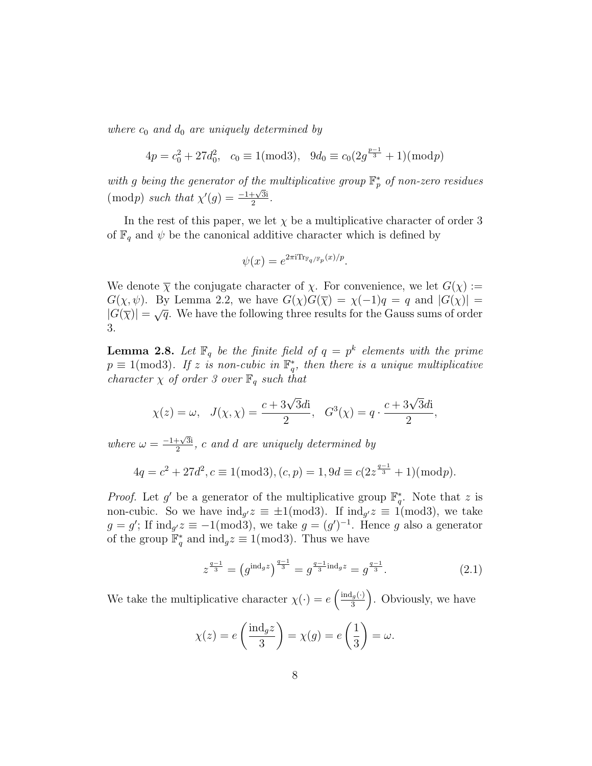*where $c_0$ and $d_0$ are uniquely determined by*

$$4p = c_0^2 + 27d_0^2, \quad c_0 \equiv 1(\mathrm{mod}3), \quad 9d_0 \equiv c_0(2g^{\frac{p-1}{3}} + 1)(\mathrm{mod}p)$$

*with $g$ being the generator of the multiplicative group $\mathbb{F}_p^*$ of non-zero residues $(\mathrm{mod}p)$ such that $\chi'(g) = \frac{-1+\sqrt{3}\mathrm{i}}{2}$.*

In the rest of this paper, we let $\chi$ be a multiplicative character of order 3 of $\mathbb{F}_q$ and $\psi$ be the canonical additive character which is defined by

$$\psi(x) = e^{2\pi \mathrm{i} \mathrm{Tr}_{\mathbb{F}_q/\mathbb{F}_p}(x)/p}.$$

We denote $\overline{\chi}$ the conjugate character of $\chi$. For convenience, we let $G(\chi) := G(\chi, \psi)$. By Lemma 2.2, we have $G(\chi)G(\overline{\chi}) = \chi(-1)q = q$ and $|G(\chi)| = |G(\overline{\chi})| = \sqrt{q}$. We have the following three results for the Gauss sums of order 3.

**Lemma 2.8.** *Let $\mathbb{F}_q$ be the finite field of $q = p^k$ elements with the prime $p \equiv 1(\mathrm{mod}3)$. If $z$ is non-cubic in $\mathbb{F}_q^*$, then there is a unique multiplicative character $\chi$ of order 3 over $\mathbb{F}_q$ such that*

$$\chi(z) = \omega, \quad J(\chi, \chi) = \frac{c + 3\sqrt{3}d\mathrm{i}}{2}, \quad G^3(\chi) = q \cdot \frac{c + 3\sqrt{3}d\mathrm{i}}{2},$$

*where $\omega = \frac{-1+\sqrt{3}\mathrm{i}}{2}$, $c$ and $d$ are uniquely determined by*

$$4q = c^2 + 27d^2, c \equiv 1(\mathrm{mod}3), (c, p) = 1, 9d \equiv c(2z^{\frac{q-1}{3}} + 1)(\mathrm{mod}p).$$

*Proof.* Let $g'$ be a generator of the multiplicative group $\mathbb{F}_q^*$. Note that $z$ is non-cubic. So we have $\mathrm{ind}_{g'}z \equiv \pm 1(\mathrm{mod}3)$. If $\mathrm{ind}_{g'}z \equiv 1(\mathrm{mod}3)$, we take $g = g'$; If $\mathrm{ind}_{g'}z \equiv -1(\mathrm{mod}3)$, we take $g = (g')^{-1}$. Hence $g$ also a generator of the group $\mathbb{F}_q^*$ and $\mathrm{ind}_g z \equiv 1(\mathrm{mod}3)$. Thus we have

$$z^{\frac{q-1}{3}} = \left(g^{\mathrm{ind}_g z}\right)^{\frac{q-1}{3}} = g^{\frac{q-1}{3}\mathrm{ind}_g z} = g^{\frac{q-1}{3}}. \tag{2.1}$$

We take the multiplicative character $\chi(\cdot) = e\left(\frac{\mathrm{ind}_g(\cdot)}{3}\right)$. Obviously, we have

$$\chi(z) = e\left(\frac{\mathrm{ind}_g z}{3}\right) = \chi(g) = e\left(\frac{1}{3}\right) = \omega.$$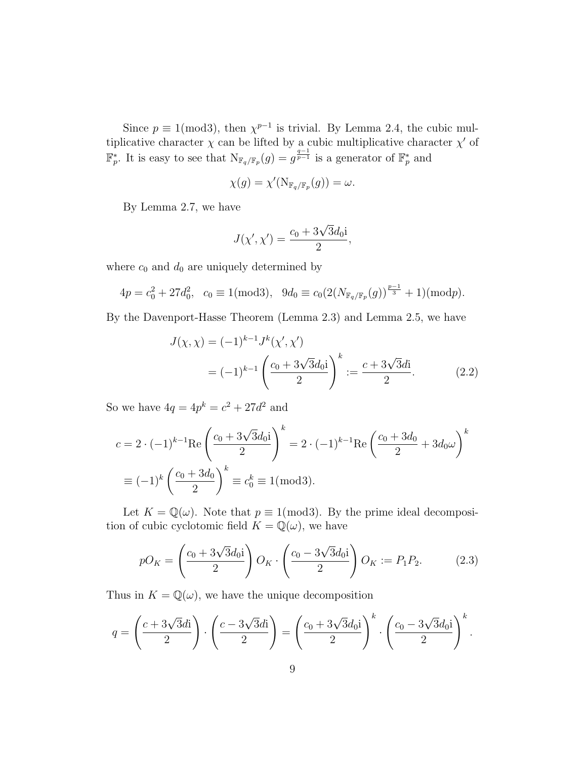Since $p \equiv 1(\bmod 3)$, then $\chi^{p-1}$ is trivial. By Lemma 2.4, the cubic multiplicative character $\chi$ can be lifted by a cubic multiplicative character $\chi'$ of $\mathbb{F}_p^*$. It is easy to see that $\mathrm{N}_{\mathbb{F}_q/\mathbb{F}_p}(g) = g^{\frac{q-1}{p-1}}$ is a generator of $\mathbb{F}_p^*$ and

$$\chi(g) = \chi'(\mathrm{N}_{\mathbb{F}_q/\mathbb{F}_p}(g)) = \omega.$$

By Lemma 2.7, we have

$$J(\chi', \chi') = \frac{c_0 + 3\sqrt{3}d_0\mathrm{i}}{2},$$

where $c_0$ and $d_0$ are uniquely determined by

$$4p = c_0^2 + 27d_0^2, \quad c_0 \equiv 1(\bmod 3), \quad 9d_0 \equiv c_0(2(N_{\mathbb{F}_q/\mathbb{F}_p}(g))^{\frac{p-1}{3}} + 1)(\bmod p).$$

By the Davenport-Hasse Theorem (Lemma 2.3) and Lemma 2.5, we have

$$\begin{aligned} J(\chi, \chi) &= (-1)^{k-1} J^k(\chi', \chi') \\ &= (-1)^{k-1} \left( \frac{c_0 + 3\sqrt{3}d_0\mathrm{i}}{2} \right)^k := \frac{c + 3\sqrt{3}d\mathrm{i}}{2}. \end{aligned} \tag{2.2}$$

So we have $4q = 4p^k = c^2 + 27d^2$ and

$$\begin{aligned} c &= 2 \cdot (-1)^{k-1} \mathrm{Re} \left( \frac{c_0 + 3\sqrt{3}d_0\mathrm{i}}{2} \right)^k = 2 \cdot (-1)^{k-1} \mathrm{Re} \left( \frac{c_0 + 3d_0}{2} + 3d_0\omega \right)^k \\ &\equiv (-1)^k \left( \frac{c_0 + 3d_0}{2} \right)^k \equiv c_0^k \equiv 1(\bmod 3). \end{aligned}$$

Let $K = \mathbb{Q}(\omega)$. Note that $p \equiv 1(\bmod 3)$. By the prime ideal decomposition of cubic cyclotomic field $K = \mathbb{Q}(\omega)$, we have

$$pO_K = \left( \frac{c_0 + 3\sqrt{3}d_0\mathrm{i}}{2} \right) O_K \cdot \left( \frac{c_0 - 3\sqrt{3}d_0\mathrm{i}}{2} \right) O_K := P_1 P_2. \tag{2.3}$$

Thus in $K = \mathbb{Q}(\omega)$, we have the unique decomposition

$$q = \left( \frac{c + 3\sqrt{3}d\mathrm{i}}{2} \right) \cdot \left( \frac{c - 3\sqrt{3}d\mathrm{i}}{2} \right) = \left( \frac{c_0 + 3\sqrt{3}d_0\mathrm{i}}{2} \right)^k \cdot \left( \frac{c_0 - 3\sqrt{3}d_0\mathrm{i}}{2} \right)^k.$$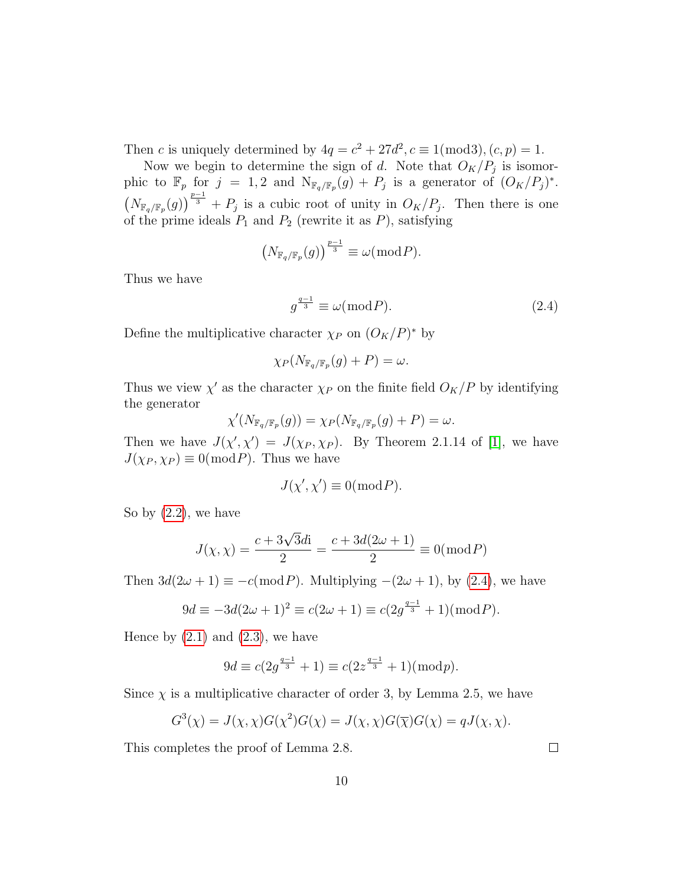Then $c$ is uniquely determined by $4q = c^2 + 27d^2, c \equiv 1(\text{mod}3), (c, p) = 1$.

Now we begin to determine the sign of $d$. Note that $O_K/P_j$ is isomorphic to $\mathbb{F}_p$ for $j = 1, 2$ and $\mathrm{N}_{\mathbb{F}_q/\mathbb{F}_p}(g) + P_j$ is a generator of $(O_K/P_j)^*$. $\left(N_{\mathbb{F}_q/\mathbb{F}_p}(g)\right)^{\frac{p-1}{3}} + P_j$ is a cubic root of unity in $O_K/P_j$. Then there is one of the prime ideals $P_1$ and $P_2$ (rewrite it as $P$), satisfying

$$\left(N_{\mathbb{F}_q/\mathbb{F}_p}(g)\right)^{\frac{p-1}{3}} \equiv \omega(\text{mod}P).$$

Thus we have

$$g^{\frac{q-1}{3}} \equiv \omega(\text{mod}P). \tag{2.4}$$

Define the multiplicative character $\chi_P$ on $(O_K/P)^*$ by

$$\chi_P(N_{\mathbb{F}_q/\mathbb{F}_p}(g) + P) = \omega.$$

Thus we view $\chi'$ as the character $\chi_P$ on the finite field $O_K/P$ by identifying the generator

$$\chi'(N_{\mathbb{F}_q/\mathbb{F}_p}(g)) = \chi_P(N_{\mathbb{F}_q/\mathbb{F}_p}(g) + P) = \omega.$$

Then we have $J(\chi', \chi') = J(\chi_P, \chi_P)$. By Theorem 2.1.14 of [1], we have $J(\chi_P, \chi_P) \equiv 0(\text{mod}P)$. Thus we have

$$J(\chi', \chi') \equiv 0(\text{mod}P).$$

So by (2.2), we have

$$J(\chi, \chi) = \frac{c + 3\sqrt{3}d\mathrm{i}}{2} = \frac{c + 3d(2\omega + 1)}{2} \equiv 0(\text{mod}P)$$

Then $3d(2\omega + 1) \equiv -c(\text{mod}P)$. Multiplying $-(2\omega + 1)$, by (2.4), we have

$$9d \equiv -3d(2\omega + 1)^2 \equiv c(2\omega + 1) \equiv c(2g^{\frac{q-1}{3}} + 1)(\text{mod}P).$$

Hence by (2.1) and (2.3), we have

$$9d \equiv c(2g^{\frac{q-1}{3}} + 1) \equiv c(2z^{\frac{q-1}{3}} + 1)(\text{mod}p).$$

Since $\chi$ is a multiplicative character of order 3, by Lemma 2.5, we have

$$G^3(\chi) = J(\chi, \chi)G(\chi^2)G(\chi) = J(\chi, \chi)G(\overline{\chi})G(\chi) = qJ(\chi, \chi).$$

This completes the proof of Lemma 2.8. $\square$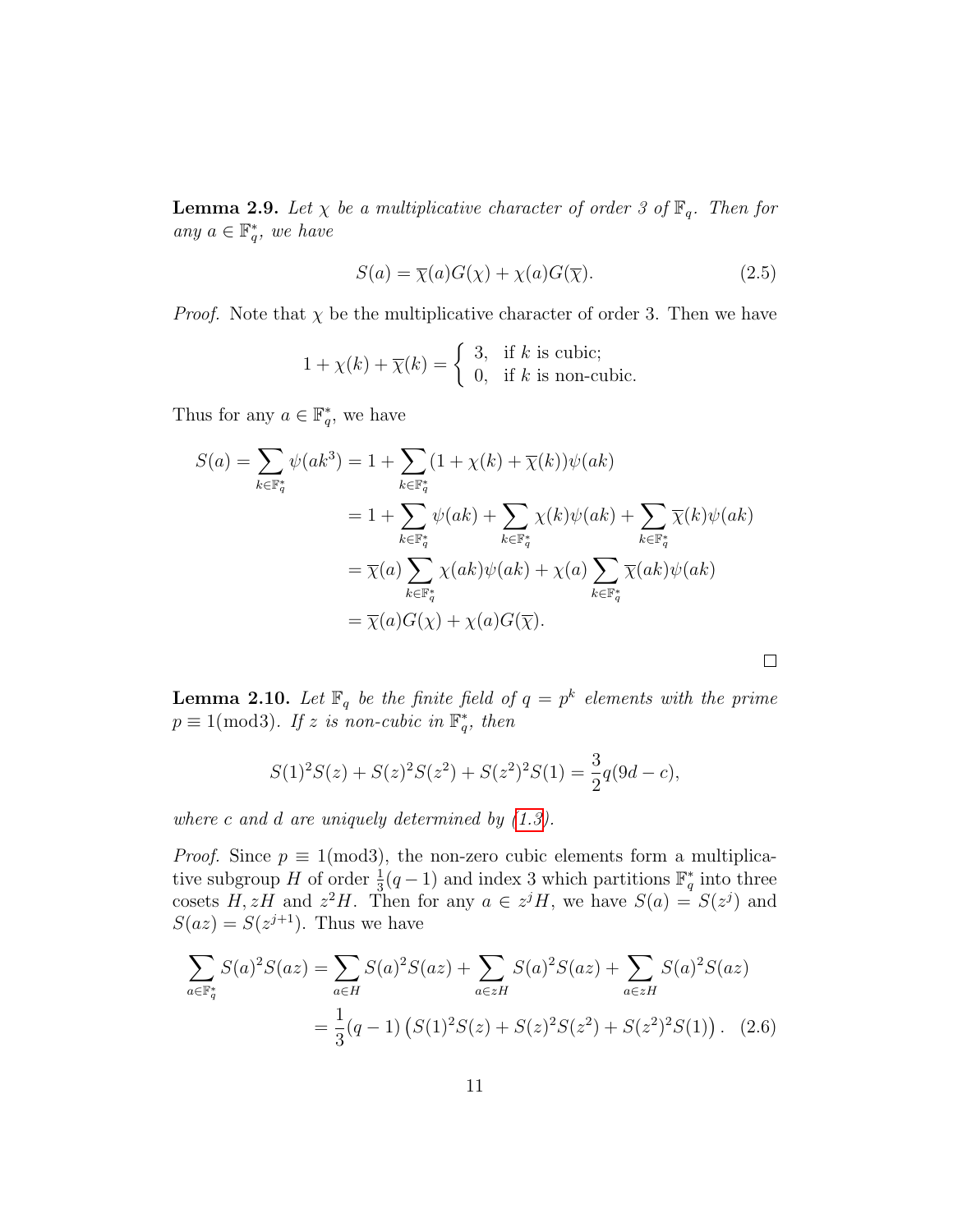**Lemma 2.9.** *Let $\chi$ be a multiplicative character of order 3 of $\mathbb{F}_q$. Then for any $a \in \mathbb{F}_q^*$, we have*

$$S(a) = \overline{\chi}(a)G(\chi) + \chi(a)G(\overline{\chi}). \tag{2.5}$$

*Proof.* Note that $\chi$ be the multiplicative character of order 3. Then we have

$$1 + \chi(k) + \overline{\chi}(k) = \begin{cases} 3, & \text{if } k \text{ is cubic;} \\ 0, & \text{if } k \text{ is non-cubic.} \end{cases}$$

Thus for any $a \in \mathbb{F}_q^*$, we have

$$\begin{aligned}
S(a) = \sum_{k \in \mathbb{F}_q} \psi(ak^3) &= 1 + \sum_{k \in \mathbb{F}_q^*} (1 + \chi(k) + \overline{\chi}(k))\psi(ak) \\
&= 1 + \sum_{k \in \mathbb{F}_q^*} \psi(ak) + \sum_{k \in \mathbb{F}_q^*} \chi(k)\psi(ak) + \sum_{k \in \mathbb{F}_q^*} \overline{\chi}(k)\psi(ak) \\
&= \overline{\chi}(a) \sum_{k \in \mathbb{F}_q^*} \chi(ak)\psi(ak) + \chi(a) \sum_{k \in \mathbb{F}_q^*} \overline{\chi}(ak)\psi(ak) \\
&= \overline{\chi}(a)G(\chi) + \chi(a)G(\overline{\chi}).
\end{aligned}$$

□

**Lemma 2.10.** *Let $\mathbb{F}_q$ be the finite field of $q = p^k$ elements with the prime $p \equiv 1 (\text{mod} 3)$. If $z$ is non-cubic in $\mathbb{F}_q^*$, then*

$$S(1)^2 S(z) + S(z)^2 S(z^2) + S(z^2)^2 S(1) = \frac{3}{2} q(9d - c),$$

*where $c$ and $d$ are uniquely determined by (1.3).*

*Proof.* Since $p \equiv 1 (\text{mod} 3)$, the non-zero cubic elements form a multiplicative subgroup $H$ of order $\frac{1}{3}(q-1)$ and index 3 which partitions $\mathbb{F}_q^*$ into three cosets $H, zH$ and $z^2 H$. Then for any $a \in z^j H$, we have $S(a) = S(z^j)$ and $S(az) = S(z^{j+1})$. Thus we have

$$\begin{aligned}
\sum_{a \in \mathbb{F}_q^*} S(a)^2 S(az) &= \sum_{a \in H} S(a)^2 S(az) + \sum_{a \in zH} S(a)^2 S(az) + \sum_{a \in zH} S(a)^2 S(az) \\
&= \frac{1}{3}(q-1) \left( S(1)^2 S(z) + S(z)^2 S(z^2) + S(z^2)^2 S(1) \right). \quad (2.6)
\end{aligned}$$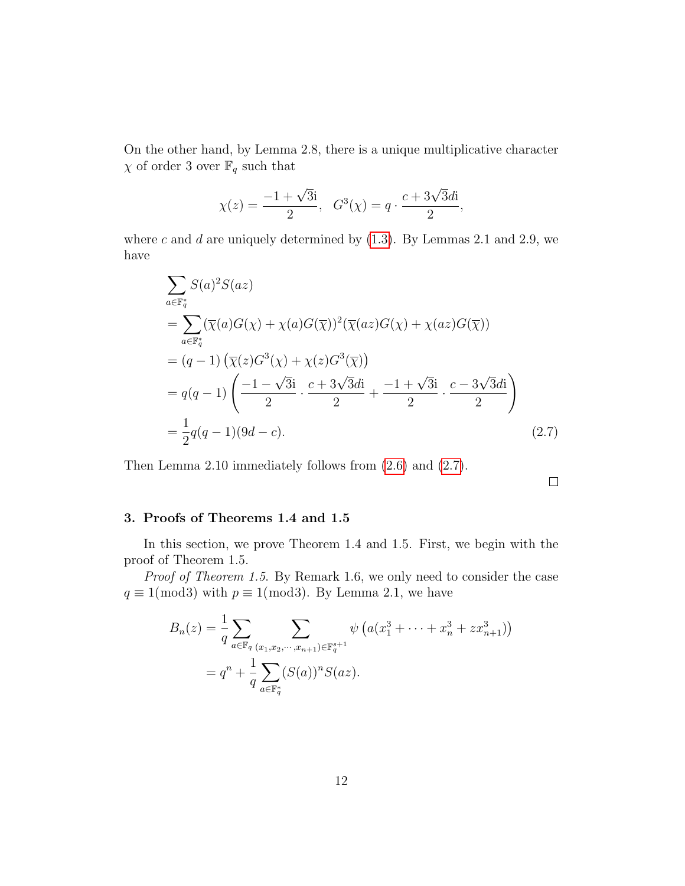On the other hand, by Lemma 2.8, there is a unique multiplicative character $\chi$ of order 3 over $\mathbb{F}_q$ such that

$$\chi(z) = \frac{-1+\sqrt{3}\mathrm{i}}{2}, \quad G^3(\chi) = q \cdot \frac{c + 3\sqrt{3}d\mathrm{i}}{2},$$

where $c$ and $d$ are uniquely determined by (1.3). By Lemmas 2.1 and 2.9, we have

$$\begin{aligned}
&\sum_{a\in\mathbb{F}_q^*} S(a)^2 S(az) \\
&= \sum_{a\in\mathbb{F}_q^*} (\overline{\chi}(a)G(\chi) + \chi(a)G(\overline{\chi}))^2(\overline{\chi}(az)G(\chi) + \chi(az)G(\overline{\chi})) \\
&= (q-1)\left(\overline{\chi}(z)G^3(\chi) + \chi(z)G^3(\overline{\chi})\right) \\
&= q(q-1)\left(\frac{-1-\sqrt{3}\mathrm{i}}{2}\cdot\frac{c+3\sqrt{3}d\mathrm{i}}{2} + \frac{-1+\sqrt{3}\mathrm{i}}{2}\cdot\frac{c-3\sqrt{3}d\mathrm{i}}{2}\right) \\
&= \frac{1}{2}q(q-1)(9d-c).
\end{aligned} \tag{2.7}$$

Then Lemma 2.10 immediately follows from (2.6) and (2.7).

□

## 3. Proofs of Theorems 1.4 and 1.5

In this section, we prove Theorem 1.4 and 1.5. First, we begin with the proof of Theorem 1.5.

*Proof of Theorem 1.5.* By Remark 1.6, we only need to consider the case $q \equiv 1 (\mathrm{mod} 3)$ with $p \equiv 1 (\mathrm{mod} 3)$. By Lemma 2.1, we have

$$\begin{aligned}
B_n(z) &= \frac{1}{q}\sum_{a\in\mathbb{F}_q}\sum_{(x_1,x_2,\cdots,x_{n+1})\in\mathbb{F}_q^{s+1}} \psi\left(a(x_1^3 + \cdots + x_n^3 + zx_{n+1}^3)\right) \\
&= q^n + \frac{1}{q}\sum_{a\in\mathbb{F}_q^*}(S(a))^n S(az).
\end{aligned}$$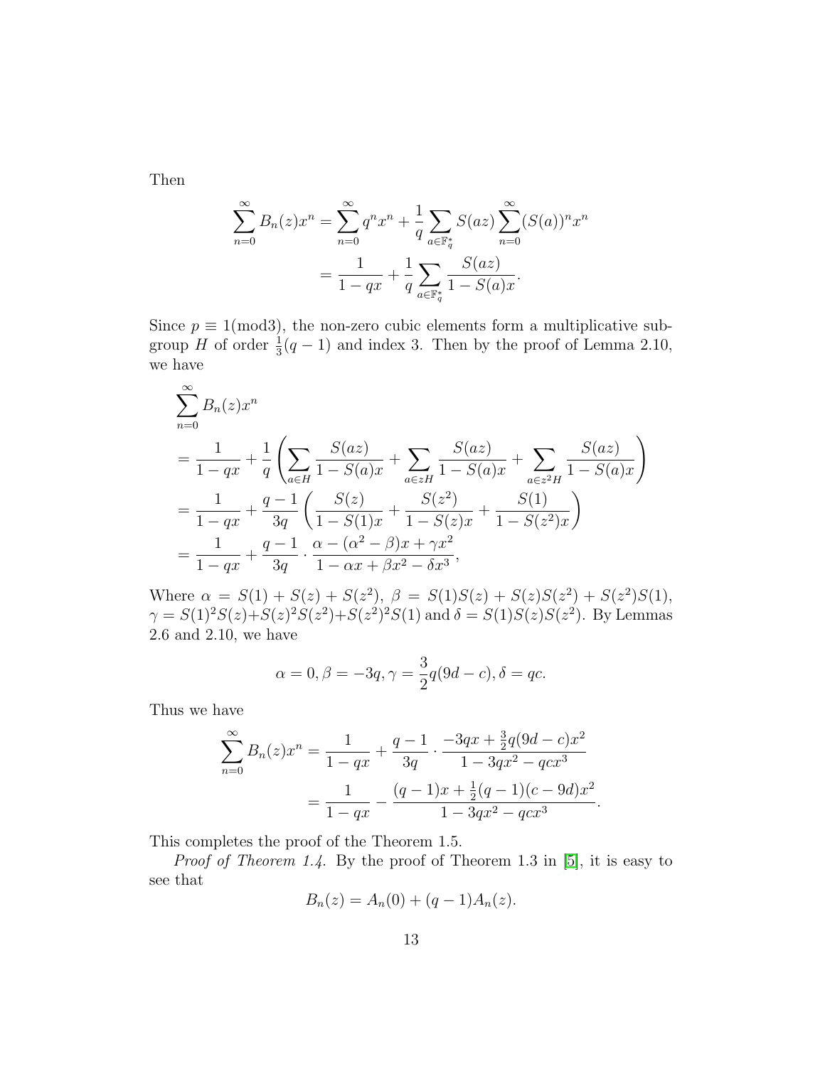Then

$$\begin{aligned}
\sum_{n=0}^{\infty} B_n(z)x^n &= \sum_{n=0}^{\infty} q^n x^n + \frac{1}{q}\sum_{a\in\mathbb{F}_q^*} S(az)\sum_{n=0}^{\infty}(S(a))^n x^n \\
&= \frac{1}{1-qx} + \frac{1}{q}\sum_{a\in\mathbb{F}_q^*}\frac{S(az)}{1-S(a)x}.
\end{aligned}$$

Since $p \equiv 1(\mathrm{mod}3)$, the non-zero cubic elements form a multiplicative subgroup $H$ of order $\frac{1}{3}(q-1)$ and index 3. Then by the proof of Lemma 2.10, we have

$$\begin{aligned}
&\sum_{n=0}^{\infty} B_n(z)x^n \\
&= \frac{1}{1-qx} + \frac{1}{q}\left(\sum_{a\in H}\frac{S(az)}{1-S(a)x} + \sum_{a\in zH}\frac{S(az)}{1-S(a)x} + \sum_{a\in z^2H}\frac{S(az)}{1-S(a)x}\right) \\
&= \frac{1}{1-qx} + \frac{q-1}{3q}\left(\frac{S(z)}{1-S(1)x} + \frac{S(z^2)}{1-S(z)x} + \frac{S(1)}{1-S(z^2)x}\right) \\
&= \frac{1}{1-qx} + \frac{q-1}{3q}\cdot\frac{\alpha-(\alpha^2-\beta)x+\gamma x^2}{1-\alpha x+\beta x^2-\delta x^3},
\end{aligned}$$

Where $\alpha = S(1)+S(z)+S(z^2)$, $\beta = S(1)S(z)+S(z)S(z^2)+S(z^2)S(1)$, $\gamma = S(1)^2S(z)+S(z)^2S(z^2)+S(z^2)^2S(1)$ and $\delta = S(1)S(z)S(z^2)$. By Lemmas 2.6 and 2.10, we have

$$\alpha = 0, \beta = -3q, \gamma = \frac{3}{2}q(9d-c), \delta = qc.$$

Thus we have

$$\begin{aligned}
\sum_{n=0}^{\infty} B_n(z)x^n &= \frac{1}{1-qx} + \frac{q-1}{3q}\cdot\frac{-3qx+\frac{3}{2}q(9d-c)x^2}{1-3qx^2-qcx^3} \\
&= \frac{1}{1-qx} - \frac{(q-1)x+\frac{1}{2}(q-1)(c-9d)x^2}{1-3qx^2-qcx^3}.
\end{aligned}$$

This completes the proof of the Theorem 1.5.

*Proof of Theorem 1.4.* By the proof of Theorem 1.3 in [5], it is easy to see that

$$B_n(z) = A_n(0) + (q-1)A_n(z).$$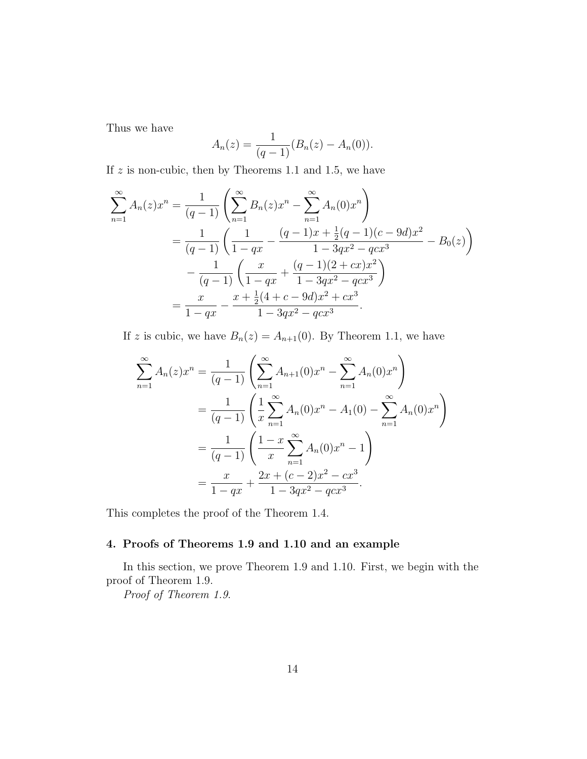Thus we have

$$A_n(z) = \frac{1}{(q-1)}(B_n(z) - A_n(0)).$$

If $z$ is non-cubic, then by Theorems 1.1 and 1.5, we have

$$\begin{aligned}
\sum_{n=1}^{\infty} A_n(z)x^n &= \frac{1}{(q-1)}\left(\sum_{n=1}^{\infty} B_n(z)x^n - \sum_{n=1}^{\infty} A_n(0)x^n\right) \\
&= \frac{1}{(q-1)}\left(\frac{1}{1-qx} - \frac{(q-1)x + \frac{1}{2}(q-1)(c-9d)x^2}{1-3qx^2-qcx^3} - B_0(z)\right) \\
&\quad - \frac{1}{(q-1)}\left(\frac{x}{1-qx} + \frac{(q-1)(2+cx)x^2}{1-3qx^2-qcx^3}\right) \\
&= \frac{x}{1-qx} - \frac{x + \frac{1}{2}(4+c-9d)x^2 + cx^3}{1-3qx^2-qcx^3}.
\end{aligned}$$

If $z$ is cubic, we have $B_n(z) = A_{n+1}(0)$. By Theorem 1.1, we have

$$\begin{aligned}
\sum_{n=1}^{\infty} A_n(z)x^n &= \frac{1}{(q-1)}\left(\sum_{n=1}^{\infty} A_{n+1}(0)x^n - \sum_{n=1}^{\infty} A_n(0)x^n\right) \\
&= \frac{1}{(q-1)}\left(\frac{1}{x}\sum_{n=1}^{\infty} A_n(0)x^n - A_1(0) - \sum_{n=1}^{\infty} A_n(0)x^n\right) \\
&= \frac{1}{(q-1)}\left(\frac{1-x}{x}\sum_{n=1}^{\infty} A_n(0)x^n - 1\right) \\
&= \frac{x}{1-qx} + \frac{2x + (c-2)x^2 - cx^3}{1-3qx^2-qcx^3}.
\end{aligned}$$

This completes the proof of the Theorem 1.4.

## 4. Proofs of Theorems 1.9 and 1.10 and an example

In this section, we prove Theorem 1.9 and 1.10. First, we begin with the proof of Theorem 1.9.

*Proof of Theorem 1.9.*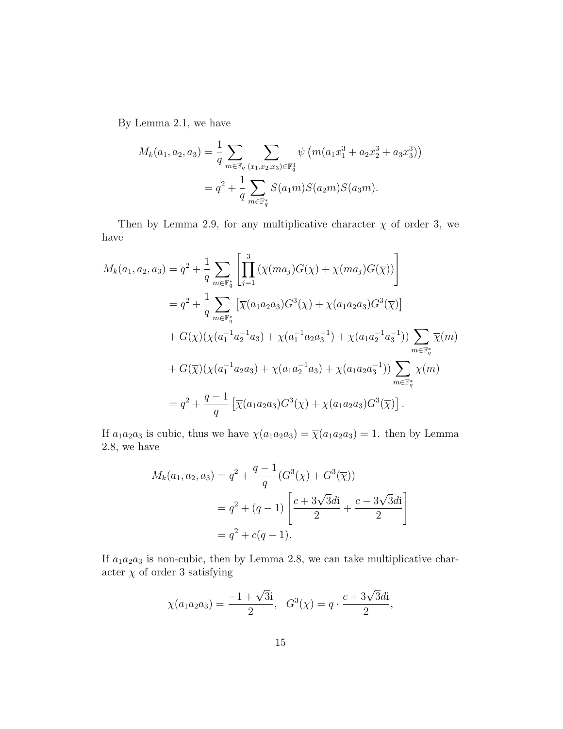By Lemma 2.1, we have

$$
\begin{aligned}
M_k(a_1, a_2, a_3) &= \frac{1}{q} \sum_{m \in \mathbb{F}_q} \sum_{(x_1, x_2, x_3) \in \mathbb{F}_q^3} \psi\left(m(a_1 x_1^3 + a_2 x_2^3 + a_3 x_3^3)\right) \\
&= q^2 + \frac{1}{q} \sum_{m \in \mathbb{F}_q^*} S(a_1 m) S(a_2 m) S(a_3 m).
\end{aligned}
$$

Then by Lemma 2.9, for any multiplicative character $\chi$ of order 3, we have

$$
\begin{aligned}
M_k(a_1, a_2, a_3) &= q^2 + \frac{1}{q} \sum_{m \in \mathbb{F}_q^*} \left[ \prod_{j=1}^{3} \left( \overline{\chi}(m a_j) G(\chi) + \chi(m a_j) G(\overline{\chi}) \right) \right] \\
&= q^2 + \frac{1}{q} \sum_{m \in \mathbb{F}_q^*} \left[ \overline{\chi}(a_1 a_2 a_3) G^3(\chi) + \chi(a_1 a_2 a_3) G^3(\overline{\chi}) \right] \\
&\quad + G(\chi)(\chi(a_1^{-1} a_2^{-1} a_3) + \chi(a_1^{-1} a_2 a_3^{-1}) + \chi(a_1 a_2^{-1} a_3^{-1})) \sum_{m \in \mathbb{F}_q^*} \overline{\chi}(m) \\
&\quad + G(\overline{\chi})(\chi(a_1^{-1} a_2 a_3) + \chi(a_1 a_2^{-1} a_3) + \chi(a_1 a_2 a_3^{-1})) \sum_{m \in \mathbb{F}_q^*} \chi(m) \\
&= q^2 + \frac{q-1}{q} \left[ \overline{\chi}(a_1 a_2 a_3) G^3(\chi) + \chi(a_1 a_2 a_3) G^3(\overline{\chi}) \right].
\end{aligned}
$$

If $a_1 a_2 a_3$ is cubic, thus we have $\chi(a_1 a_2 a_3) = \overline{\chi}(a_1 a_2 a_3) = 1$. then by Lemma 2.8, we have

$$
\begin{aligned}
M_k(a_1, a_2, a_3) &= q^2 + \frac{q-1}{q} (G^3(\chi) + G^3(\overline{\chi})) \\
&= q^2 + (q-1) \left[ \frac{c + 3\sqrt{3} d \mathrm{i}}{2} + \frac{c - 3\sqrt{3} d \mathrm{i}}{2} \right] \\
&= q^2 + c(q-1).
\end{aligned}
$$

If $a_1 a_2 a_3$ is non-cubic, then by Lemma 2.8, we can take multiplicative character $\chi$ of order 3 satisfying

$$
\chi(a_1 a_2 a_3) = \frac{-1 + \sqrt{3}\mathrm{i}}{2}, \quad G^3(\chi) = q \cdot \frac{c + 3\sqrt{3} d \mathrm{i}}{2},
$$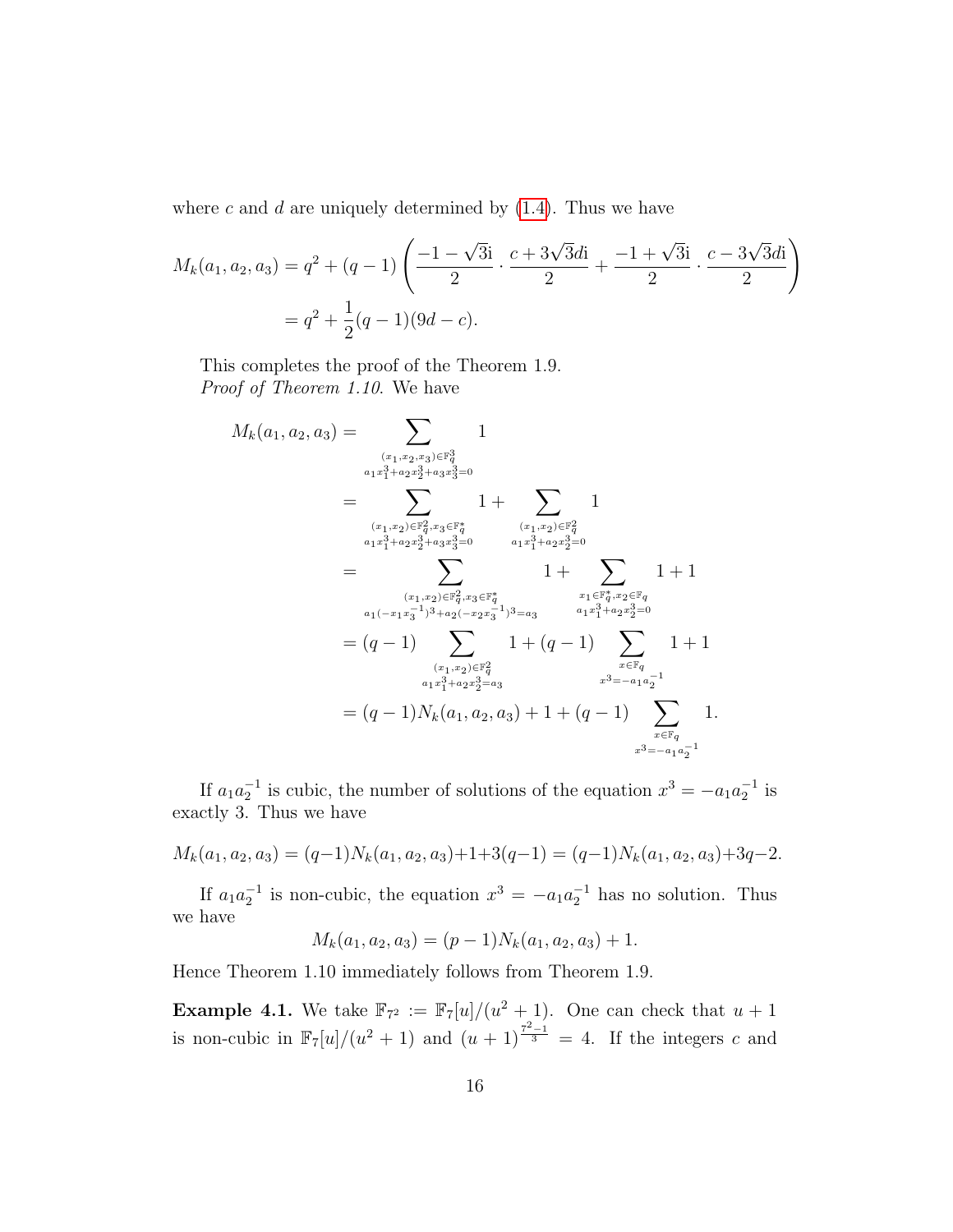where $c$ and $d$ are uniquely determined by (1.4). Thus we have

$$
\begin{aligned}
M_k(a_1,a_2,a_3) &= q^2 + (q-1)\left(\frac{-1-\sqrt{3}\mathrm{i}}{2}\cdot\frac{c+3\sqrt{3}d\mathrm{i}}{2} + \frac{-1+\sqrt{3}\mathrm{i}}{2}\cdot\frac{c-3\sqrt{3}d\mathrm{i}}{2}\right)\\
&= q^2 + \frac{1}{2}(q-1)(9d-c).
\end{aligned}
$$

This completes the proof of the Theorem 1.9.

*Proof of Theorem 1.10.* We have

$$
\begin{aligned}
M_k(a_1,a_2,a_3) &= \sum_{\substack{(x_1,x_2,x_3)\in\mathbb{F}_q^3\\ a_1x_1^3+a_2x_2^3+a_3x_3^3=0}} 1\\
&= \sum_{\substack{(x_1,x_2)\in\mathbb{F}_q^2, x_3\in\mathbb{F}_q^*\\ a_1x_1^3+a_2x_2^3+a_3x_3^3=0}} 1 + \sum_{\substack{(x_1,x_2)\in\mathbb{F}_q^2\\ a_1x_1^3+a_2x_2^3=0}} 1\\
&= \sum_{\substack{(x_1,x_2)\in\mathbb{F}_q^2, x_3\in\mathbb{F}_q^*\\ a_1(-x_1x_3^{-1})^3+a_2(-x_2x_3^{-1})^3=a_3}} 1 + \sum_{\substack{x_1\in\mathbb{F}_q^*, x_2\in\mathbb{F}_q\\ a_1x_1^3+a_2x_2^3=0}} 1 + 1\\
&= (q-1)\sum_{\substack{(x_1,x_2)\in\mathbb{F}_q^2\\ a_1x_1^3+a_2x_2^3=a_3}} 1 + (q-1)\sum_{\substack{x\in\mathbb{F}_q\\ x^3=-a_1a_2^{-1}}} 1 + 1\\
&= (q-1)N_k(a_1,a_2,a_3) + 1 + (q-1)\sum_{\substack{x\in\mathbb{F}_q\\ x^3=-a_1a_2^{-1}}} 1.
\end{aligned}
$$

If $a_1a_2^{-1}$ is cubic, the number of solutions of the equation $x^3=-a_1a_2^{-1}$ is exactly 3. Thus we have

$$
M_k(a_1,a_2,a_3) = (q-1)N_k(a_1,a_2,a_3)+1+3(q-1) = (q-1)N_k(a_1,a_2,a_3)+3q-2.
$$

If $a_1a_2^{-1}$ is non-cubic, the equation $x^3=-a_1a_2^{-1}$ has no solution. Thus we have

$$
M_k(a_1,a_2,a_3) = (p-1)N_k(a_1,a_2,a_3)+1.
$$

Hence Theorem 1.10 immediately follows from Theorem 1.9.

**Example 4.1.** We take $\mathbb{F}_{7^2} := \mathbb{F}_7[u]/(u^2+1)$. One can check that $u+1$ is non-cubic in $\mathbb{F}_7[u]/(u^2+1)$ and $(u+1)^{\frac{7^2-1}{3}} = 4$. If the integers $c$ and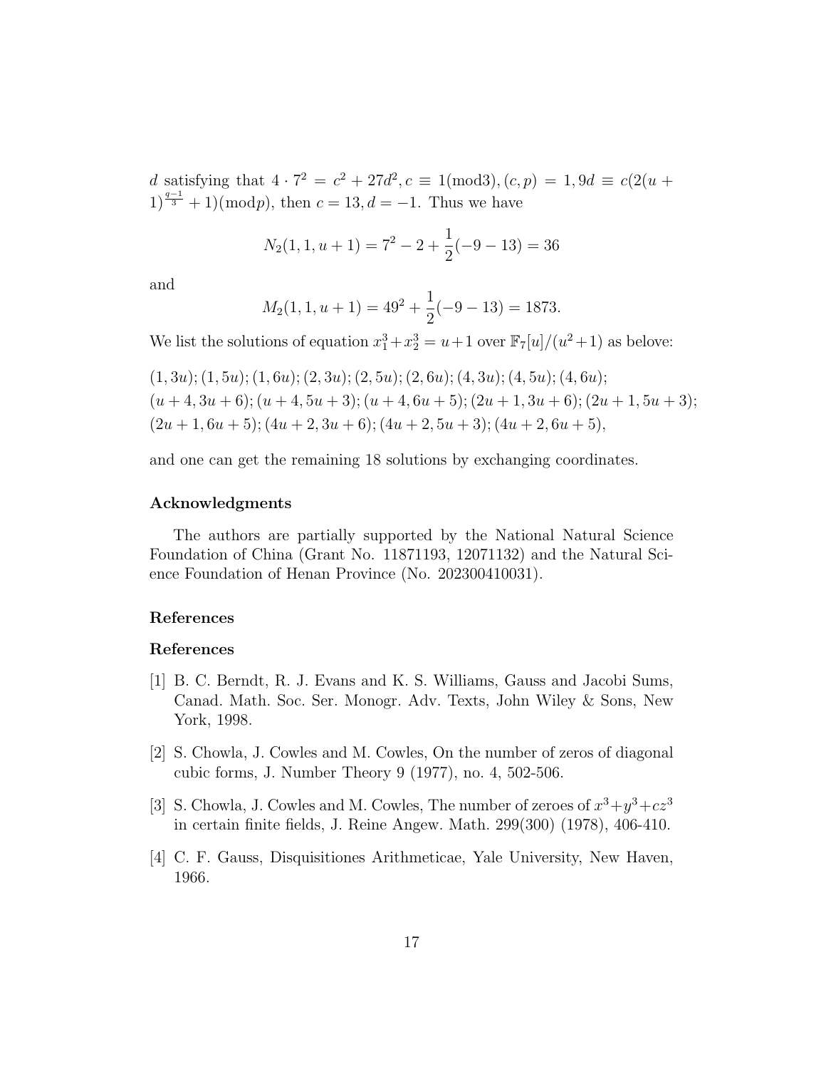$d$ satisfying that $4 \cdot 7^2 = c^2 + 27d^2, c \equiv 1(\bmod 3), (c,p) = 1, 9d \equiv c(2(u+1)^{\frac{q-1}{3}} + 1)(\bmod p)$, then $c = 13, d = -1$. Thus we have

$$N_2(1,1,u+1) = 7^2 - 2 + \frac{1}{2}(-9-13) = 36$$

and

$$M_2(1,1,u+1) = 49^2 + \frac{1}{2}(-9-13) = 1873.$$

We list the solutions of equation $x_1^3 + x_2^3 = u+1$ over $\mathbb{F}_7[u]/(u^2+1)$ as belove:

$(1,3u); (1,5u); (1,6u); (2,3u); (2,5u); (2,6u); (4,3u); (4,5u); (4,6u);$
$(u+4,3u+6); (u+4,5u+3); (u+4,6u+5); (2u+1,3u+6); (2u+1,5u+3);$
$(2u+1,6u+5); (4u+2,3u+6); (4u+2,5u+3); (4u+2,6u+5),$

and one can get the remaining 18 solutions by exchanging coordinates.

### Acknowledgments

The authors are partially supported by the National Natural Science Foundation of China (Grant No. 11871193, 12071132) and the Natural Science Foundation of Henan Province (No. 202300410031).

### References

### References

[1] B. C. Berndt, R. J. Evans and K. S. Williams, Gauss and Jacobi Sums, Canad. Math. Soc. Ser. Monogr. Adv. Texts, John Wiley & Sons, New York, 1998.

[2] S. Chowla, J. Cowles and M. Cowles, On the number of zeros of diagonal cubic forms, J. Number Theory 9 (1977), no. 4, 502-506.

[3] S. Chowla, J. Cowles and M. Cowles, The number of zeroes of $x^3+y^3+cz^3$ in certain finite fields, J. Reine Angew. Math. 299(300) (1978), 406-410.

[4] C. F. Gauss, Disquisitiones Arithmeticae, Yale University, New Haven, 1966.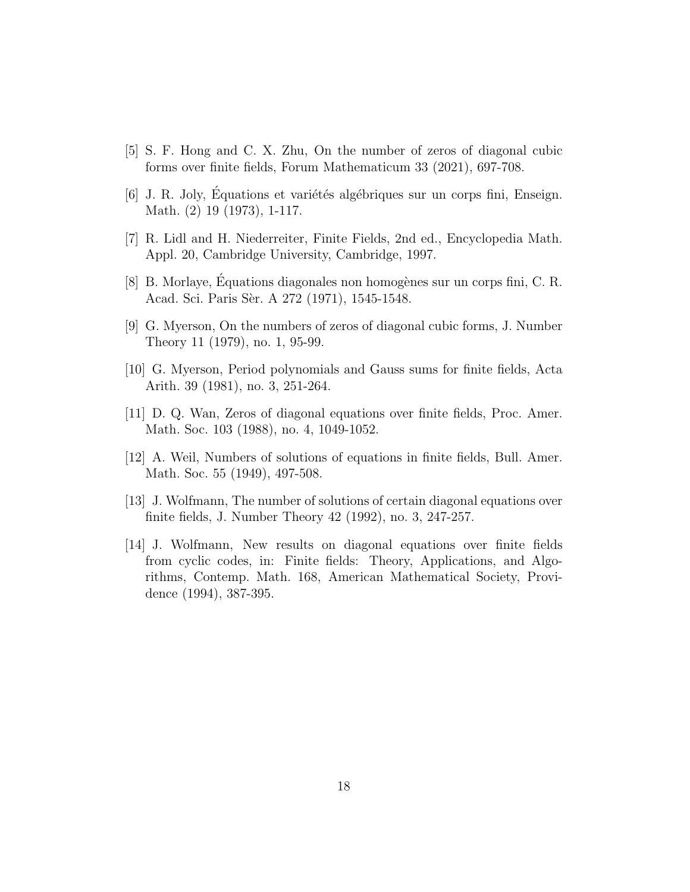[5] S. F. Hong and C. X. Zhu, On the number of zeros of diagonal cubic forms over finite fields, Forum Mathematicum 33 (2021), 697-708.

[6] J. R. Joly, Équations et variétés algébriques sur un corps fini, Enseign. Math. (2) 19 (1973), 1-117.

[7] R. Lidl and H. Niederreiter, Finite Fields, 2nd ed., Encyclopedia Math. Appl. 20, Cambridge University, Cambridge, 1997.

[8] B. Morlaye, Équations diagonales non homogènes sur un corps fini, C. R. Acad. Sci. Paris Sèr. A 272 (1971), 1545-1548.

[9] G. Myerson, On the numbers of zeros of diagonal cubic forms, J. Number Theory 11 (1979), no. 1, 95-99.

[10] G. Myerson, Period polynomials and Gauss sums for finite fields, Acta Arith. 39 (1981), no. 3, 251-264.

[11] D. Q. Wan, Zeros of diagonal equations over finite fields, Proc. Amer. Math. Soc. 103 (1988), no. 4, 1049-1052.

[12] A. Weil, Numbers of solutions of equations in finite fields, Bull. Amer. Math. Soc. 55 (1949), 497-508.

[13] J. Wolfmann, The number of solutions of certain diagonal equations over finite fields, J. Number Theory 42 (1992), no. 3, 247-257.

[14] J. Wolfmann, New results on diagonal equations over finite fields from cyclic codes, in: Finite fields: Theory, Applications, and Algorithms, Contemp. Math. 168, American Mathematical Society, Providence (1994), 387-395.